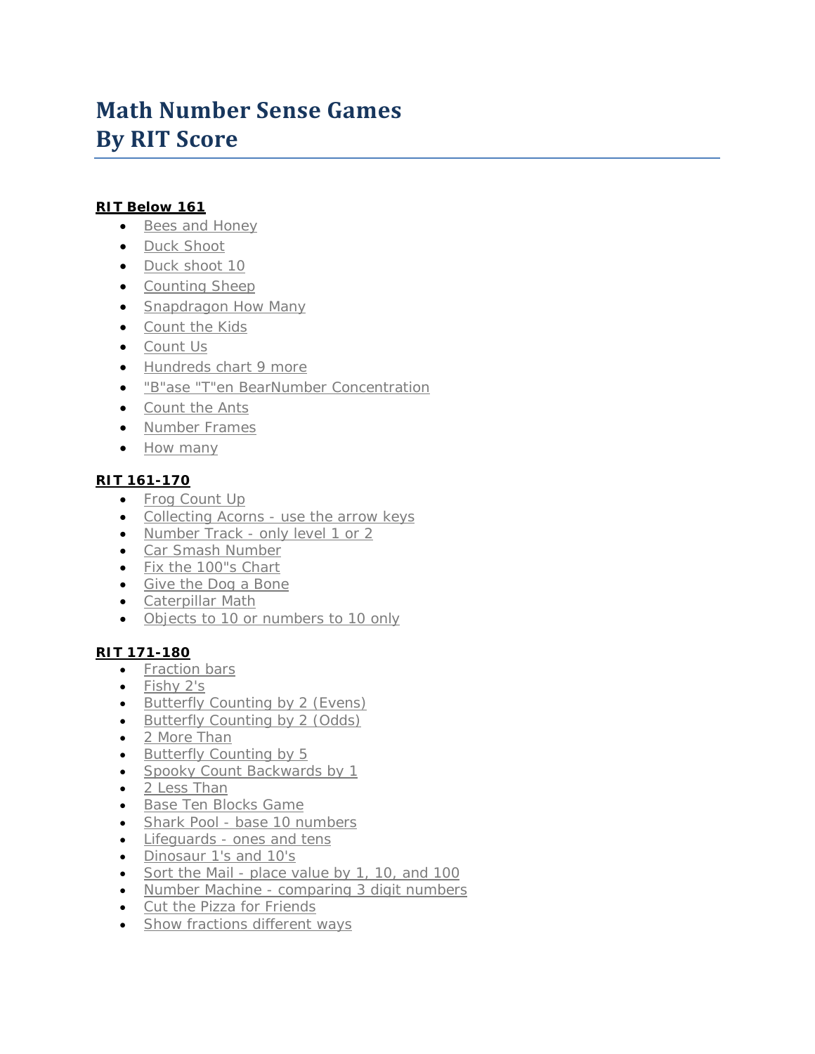# Math Number Sense Games
# By RIT Score

**RIT Below 161**

- Bees and Honey
- Duck Shoot
- Duck shoot 10
- Counting Sheep
- Snapdragon How Many
- Count the Kids
- Count Us
- Hundreds chart 9 more
- "B"ase "T"en BearNumber Concentration
- Count the Ants
- Number Frames
- How many

**RIT 161-170**

- Frog Count Up
- Collecting Acorns - use the arrow keys
- Number Track - only level 1 or 2
- Car Smash Number
- Fix the 100"s Chart
- Give the Dog a Bone
- Caterpillar Math
- Objects to 10 or numbers to 10 only

**RIT 171-180**

- Fraction bars
- Fishy 2's
- Butterfly Counting by 2 (Evens)
- Butterfly Counting by 2 (Odds)
- 2 More Than
- Butterfly Counting by 5
- Spooky Count Backwards by 1
- 2 Less Than
- Base Ten Blocks Game
- Shark Pool - base 10 numbers
- Lifeguards - ones and tens
- Dinosaur 1's and 10's
- Sort the Mail - place value by 1, 10, and 100
- Number Machine - comparing 3 digit numbers
- Cut the Pizza for Friends
- Show fractions different ways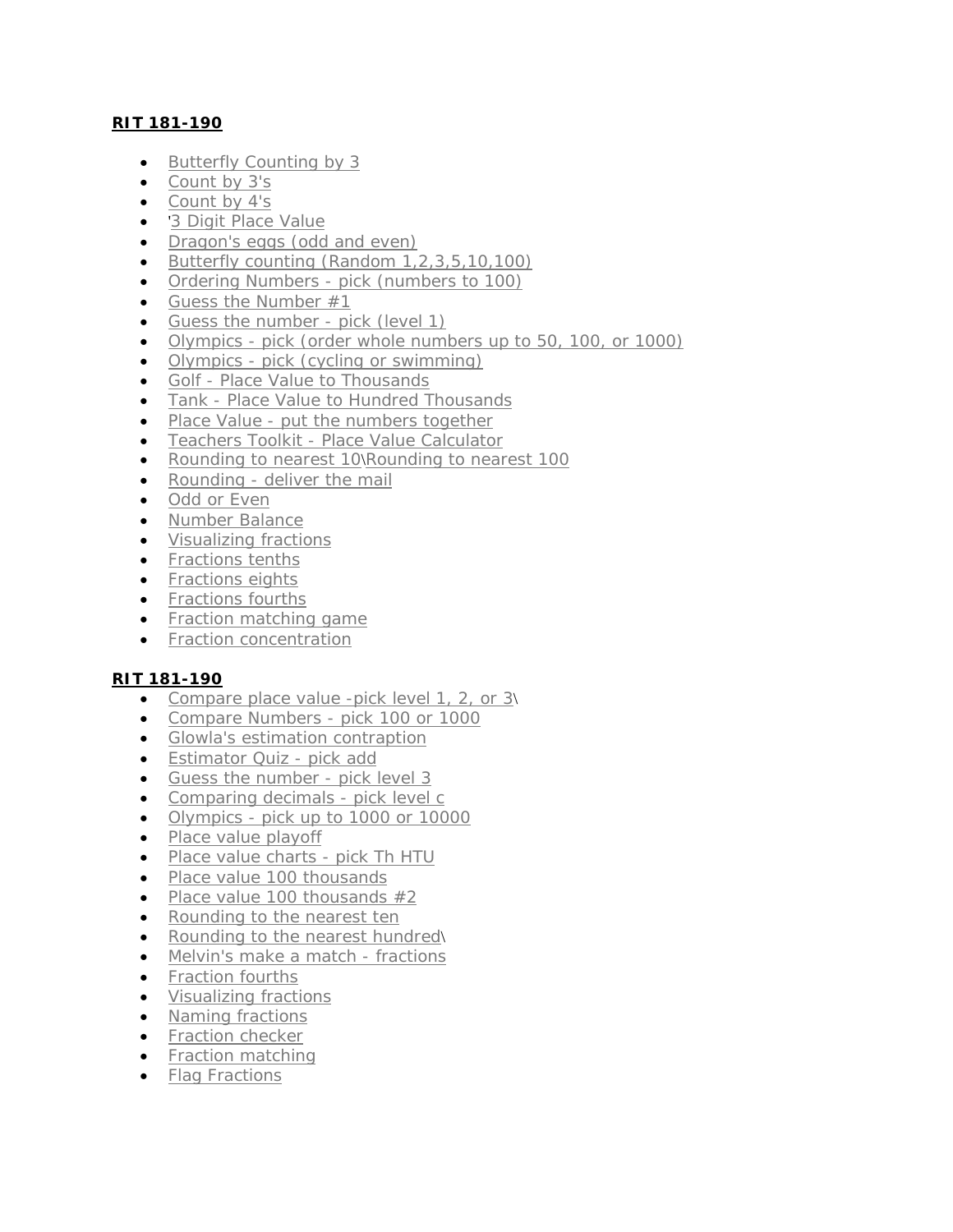**RIT 181-190**

- Butterfly Counting by 3
- Count by 3's
- Count by 4's
- '3 Digit Place Value
- Dragon's eggs (odd and even)
- Butterfly counting (Random 1,2,3,5,10,100)
- Ordering Numbers - pick (numbers to 100)
- Guess the Number #1
- Guess the number - pick (level 1)
- Olympics - pick (order whole numbers up to 50, 100, or 1000)
- Olympics - pick (cycling or swimming)
- Golf - Place Value to Thousands
- Tank - Place Value to Hundred Thousands
- Place Value - put the numbers together
- Teachers Toolkit - Place Value Calculator
- Rounding to nearest 10\Rounding to nearest 100
- Rounding - deliver the mail
- Odd or Even
- Number Balance
- Visualizing fractions
- Fractions tenths
- Fractions eights
- Fractions fourths
- Fraction matching game
- Fraction concentration

**RIT 181-190**

- Compare place value -pick level 1, 2, or 3\
- Compare Numbers - pick 100 or 1000
- Glowla's estimation contraption
- Estimator Quiz - pick add
- Guess the number - pick level 3
- Comparing decimals - pick level c
- Olympics - pick up to 1000 or 10000
- Place value playoff
- Place value charts - pick Th HTU
- Place value 100 thousands
- Place value 100 thousands #2
- Rounding to the nearest ten
- Rounding to the nearest hundred\
- Melvin's make a match - fractions
- Fraction fourths
- Visualizing fractions
- Naming fractions
- Fraction checker
- Fraction matching
- Flag Fractions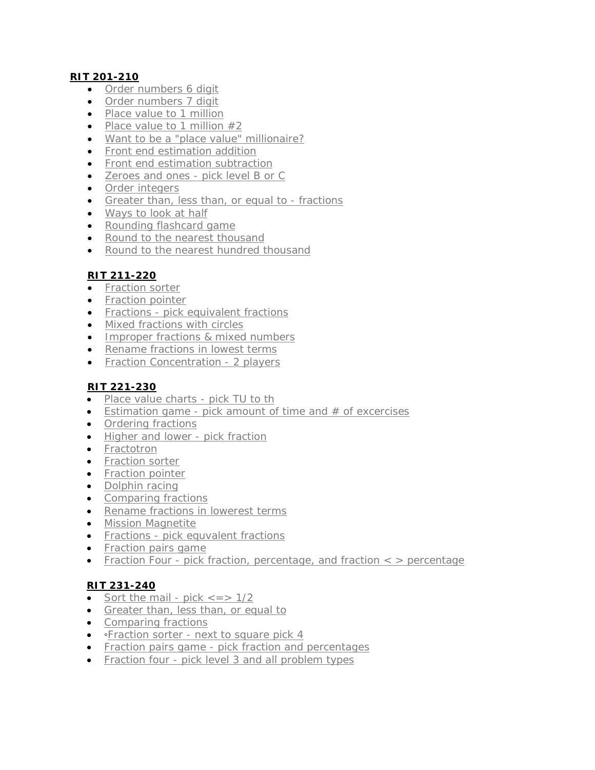**RIT 201-210**

- Order numbers 6 digit
- Order numbers 7 digit
- Place value to 1 million
- Place value to 1 million #2
- Want to be a "place value" millionaire?
- Front end estimation addition
- Front end estimation subtraction
- Zeroes and ones - pick level B or C
- Order integers
- Greater than, less than, or equal to - fractions
- Ways to look at half
- Rounding flashcard game
- Round to the nearest thousand
- Round to the nearest hundred thousand

**RIT 211-220**

- Fraction sorter
- Fraction pointer
- Fractions - pick equivalent fractions
- Mixed fractions with circles
- Improper fractions & mixed numbers
- Rename fractions in lowest terms
- Fraction Concentration - 2 players

**RIT 221-230**

- Place value charts - pick TU to th
- Estimation game - pick amount of time and # of excercises
- Ordering fractions
- Higher and lower - pick fraction
- Fractotron
- Fraction sorter
- Fraction pointer
- Dolphin racing
- Comparing fractions
- Rename fractions in lowerest terms
- Mission Magnetite
- Fractions - pick equvalent fractions
- Fraction pairs game
- Fraction Four - pick fraction, percentage, and fraction < > percentage

**RIT 231-240**

- Sort the mail - pick <=> 1/2
- Greater than, less than, or equal to
- Comparing fractions
- ◦Fraction sorter - next to square pick 4
- Fraction pairs game - pick fraction and percentages
- Fraction four - pick level 3 and all problem types